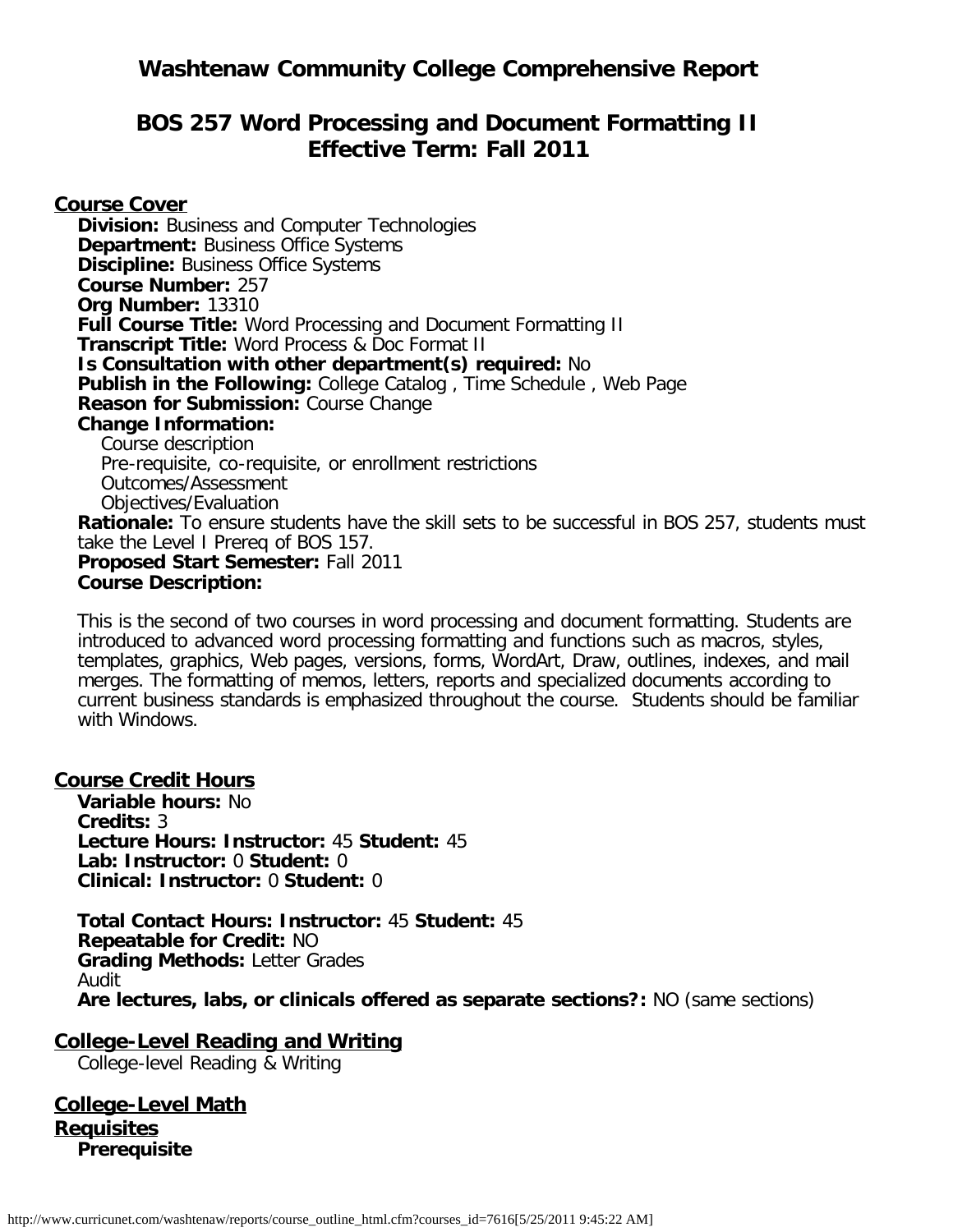# Washtenaw Community College Comprehensive Report

## BOS 257 Word Processing and Document Formatting II
## Effective Term: Fall 2011

### Course Cover

**Division:** Business and Computer Technologies
**Department:** Business Office Systems
**Discipline:** Business Office Systems
**Course Number:** 257
**Org Number:** 13310
**Full Course Title:** Word Processing and Document Formatting II
**Transcript Title:** Word Process & Doc Format II
**Is Consultation with other department(s) required:** No
**Publish in the Following:** College Catalog , Time Schedule , Web Page
**Reason for Submission:** Course Change
**Change Information:**

- Course description
- Pre-requisite, co-requisite, or enrollment restrictions
- Outcomes/Assessment
- Objectives/Evaluation

**Rationale:** To ensure students have the skill sets to be successful in BOS 257, students must take the Level I Prereq of BOS 157.
**Proposed Start Semester:** Fall 2011
**Course Description:**

This is the second of two courses in word processing and document formatting. Students are introduced to advanced word processing formatting and functions such as macros, styles, templates, graphics, Web pages, versions, forms, WordArt, Draw, outlines, indexes, and mail merges. The formatting of memos, letters, reports and specialized documents according to current business standards is emphasized throughout the course. Students should be familiar with Windows.

### Course Credit Hours

**Variable hours:** No
**Credits:** 3
**Lecture Hours: Instructor:** 45 **Student:** 45
**Lab: Instructor:** 0 **Student:** 0
**Clinical: Instructor:** 0 **Student:** 0

**Total Contact Hours: Instructor:** 45 **Student:** 45
**Repeatable for Credit:** NO
**Grading Methods:** Letter Grades
Audit
**Are lectures, labs, or clinicals offered as separate sections?:** NO (same sections)

### College-Level Reading and Writing

College-level Reading & Writing

### College-Level Math

### Requisites

**Prerequisite**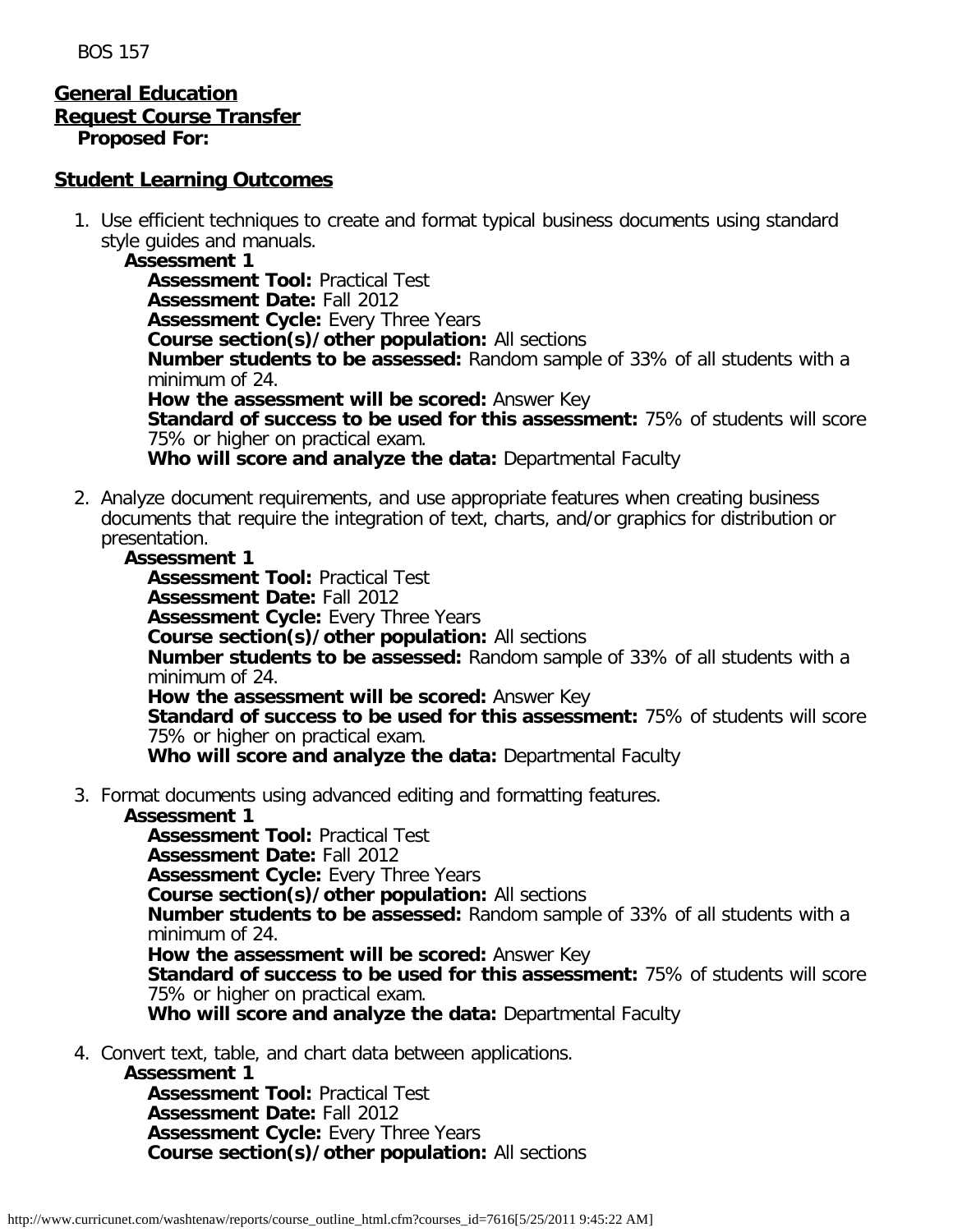BOS 157

**General Education**
**Request Course Transfer**
**Proposed For:**

## Student Learning Outcomes

1. Use efficient techniques to create and format typical business documents using standard style guides and manuals.
   **Assessment 1**
   **Assessment Tool:** Practical Test
   **Assessment Date:** Fall 2012
   **Assessment Cycle:** Every Three Years
   **Course section(s)/other population:** All sections
   **Number students to be assessed:** Random sample of 33% of all students with a minimum of 24.
   **How the assessment will be scored:** Answer Key
   **Standard of success to be used for this assessment:** 75% of students will score 75% or higher on practical exam.
   **Who will score and analyze the data:** Departmental Faculty

2. Analyze document requirements, and use appropriate features when creating business documents that require the integration of text, charts, and/or graphics for distribution or presentation.
   **Assessment 1**
   **Assessment Tool:** Practical Test
   **Assessment Date:** Fall 2012
   **Assessment Cycle:** Every Three Years
   **Course section(s)/other population:** All sections
   **Number students to be assessed:** Random sample of 33% of all students with a minimum of 24.
   **How the assessment will be scored:** Answer Key
   **Standard of success to be used for this assessment:** 75% of students will score 75% or higher on practical exam.
   **Who will score and analyze the data:** Departmental Faculty

3. Format documents using advanced editing and formatting features.
   **Assessment 1**
   **Assessment Tool:** Practical Test
   **Assessment Date:** Fall 2012
   **Assessment Cycle:** Every Three Years
   **Course section(s)/other population:** All sections
   **Number students to be assessed:** Random sample of 33% of all students with a minimum of 24.
   **How the assessment will be scored:** Answer Key
   **Standard of success to be used for this assessment:** 75% of students will score 75% or higher on practical exam.
   **Who will score and analyze the data:** Departmental Faculty

4. Convert text, table, and chart data between applications.
   **Assessment 1**
   **Assessment Tool:** Practical Test
   **Assessment Date:** Fall 2012
   **Assessment Cycle:** Every Three Years
   **Course section(s)/other population:** All sections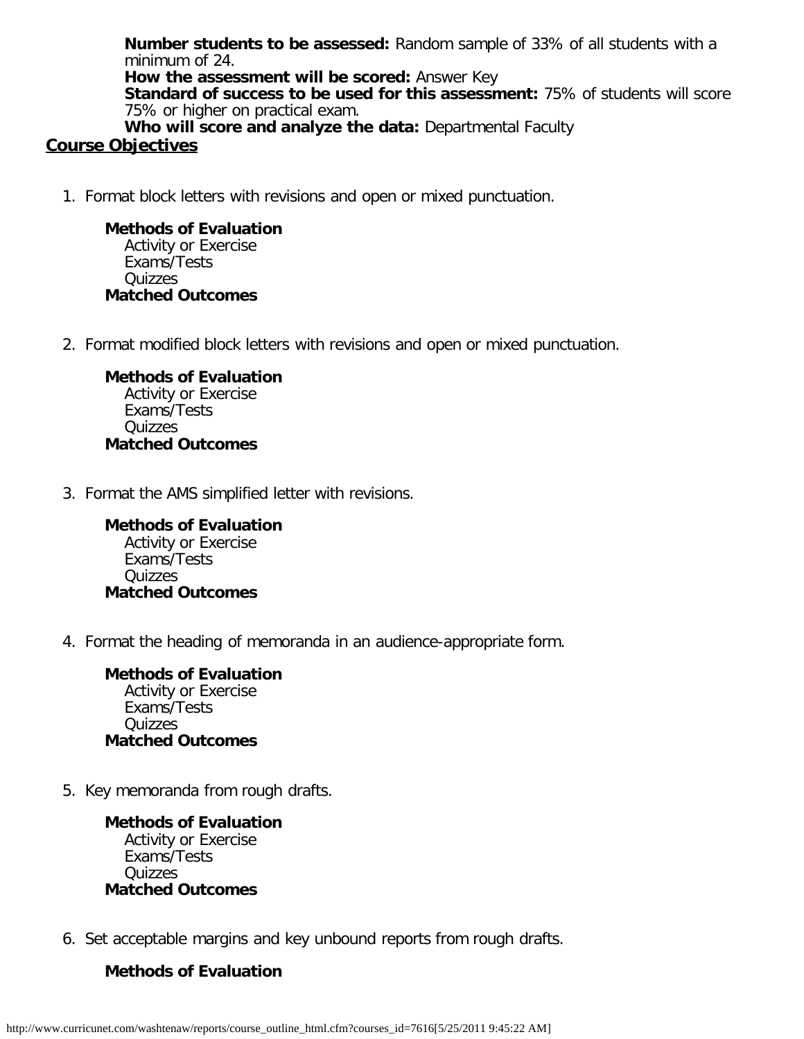**Number students to be assessed:** Random sample of 33% of all students with a minimum of 24.
**How the assessment will be scored:** Answer Key
**Standard of success to be used for this assessment:** 75% of students will score 75% or higher on practical exam.
**Who will score and analyze the data:** Departmental Faculty

## Course Objectives

1. Format block letters with revisions and open or mixed punctuation.

   **Methods of Evaluation**
   Activity or Exercise
   Exams/Tests
   Quizzes
   **Matched Outcomes**

2. Format modified block letters with revisions and open or mixed punctuation.

   **Methods of Evaluation**
   Activity or Exercise
   Exams/Tests
   Quizzes
   **Matched Outcomes**

3. Format the AMS simplified letter with revisions.

   **Methods of Evaluation**
   Activity or Exercise
   Exams/Tests
   Quizzes
   **Matched Outcomes**

4. Format the heading of memoranda in an audience-appropriate form.

   **Methods of Evaluation**
   Activity or Exercise
   Exams/Tests
   Quizzes
   **Matched Outcomes**

5. Key memoranda from rough drafts.

   **Methods of Evaluation**
   Activity or Exercise
   Exams/Tests
   Quizzes
   **Matched Outcomes**

6. Set acceptable margins and key unbound reports from rough drafts.

   **Methods of Evaluation**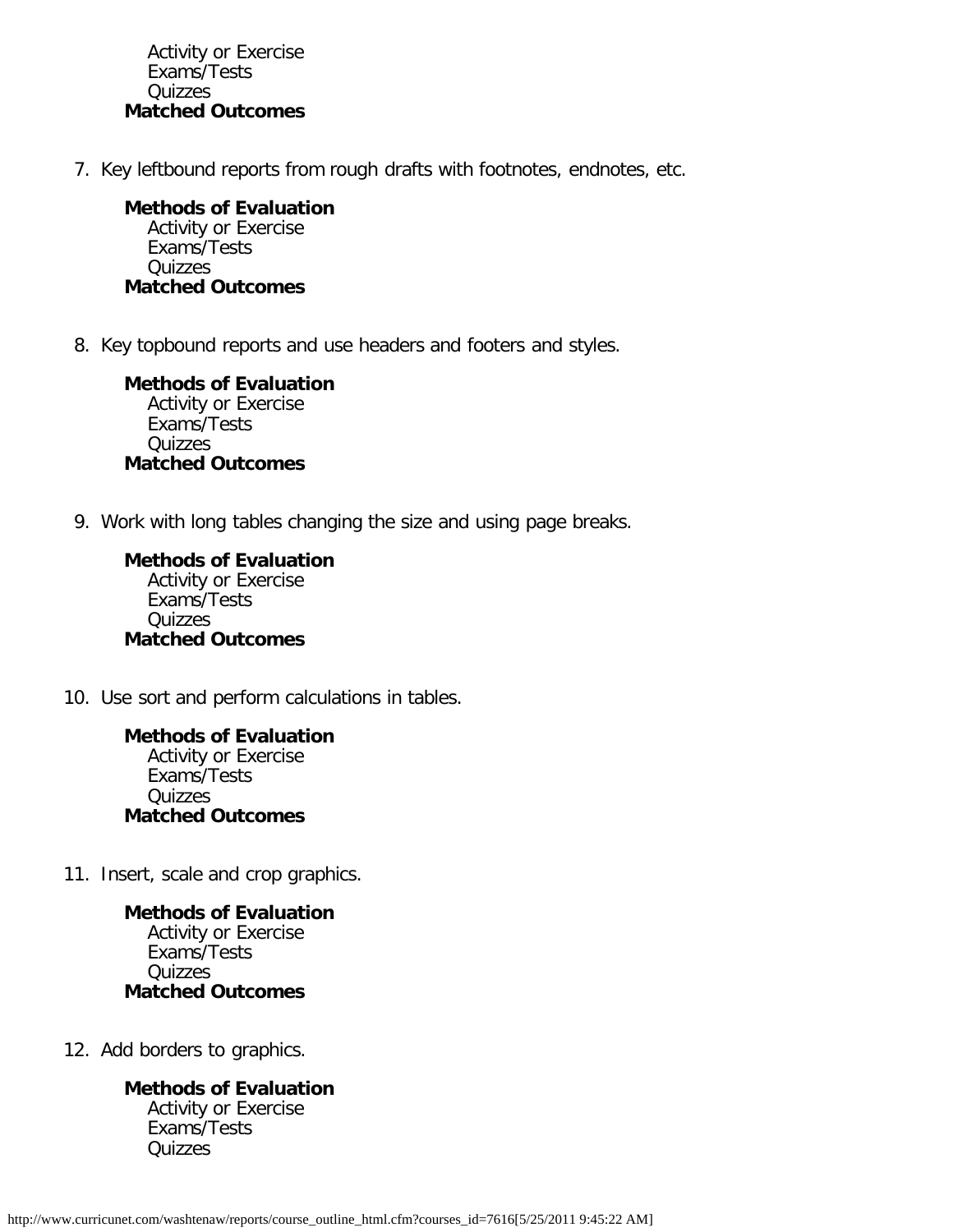Activity or Exercise
Exams/Tests
Quizzes
**Matched Outcomes**

7. Key leftbound reports from rough drafts with footnotes, endnotes, etc.

   **Methods of Evaluation**
   Activity or Exercise
   Exams/Tests
   Quizzes
   **Matched Outcomes**

8. Key topbound reports and use headers and footers and styles.

   **Methods of Evaluation**
   Activity or Exercise
   Exams/Tests
   Quizzes
   **Matched Outcomes**

9. Work with long tables changing the size and using page breaks.

   **Methods of Evaluation**
   Activity or Exercise
   Exams/Tests
   Quizzes
   **Matched Outcomes**

10. Use sort and perform calculations in tables.

    **Methods of Evaluation**
    Activity or Exercise
    Exams/Tests
    Quizzes
    **Matched Outcomes**

11. Insert, scale and crop graphics.

    **Methods of Evaluation**
    Activity or Exercise
    Exams/Tests
    Quizzes
    **Matched Outcomes**

12. Add borders to graphics.

    **Methods of Evaluation**
    Activity or Exercise
    Exams/Tests
    Quizzes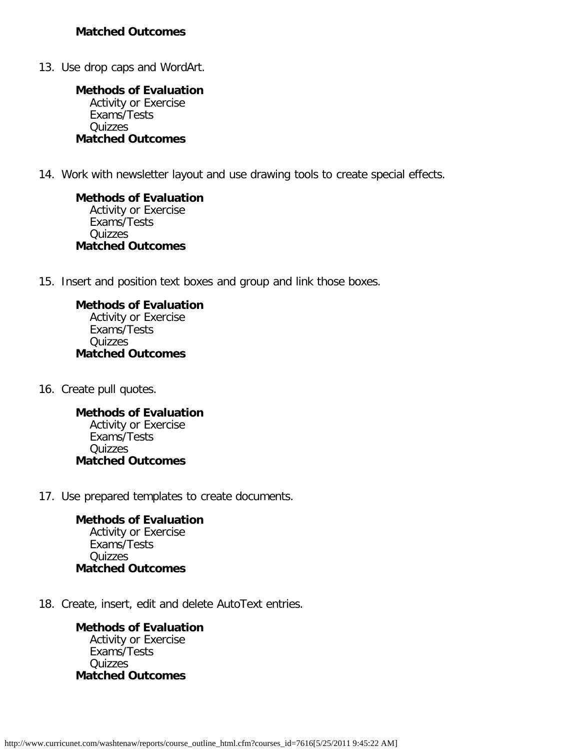**Matched Outcomes**

13. Use drop caps and WordArt.

    **Methods of Evaluation**
    Activity or Exercise
    Exams/Tests
    Quizzes
    **Matched Outcomes**

14. Work with newsletter layout and use drawing tools to create special effects.

    **Methods of Evaluation**
    Activity or Exercise
    Exams/Tests
    Quizzes
    **Matched Outcomes**

15. Insert and position text boxes and group and link those boxes.

    **Methods of Evaluation**
    Activity or Exercise
    Exams/Tests
    Quizzes
    **Matched Outcomes**

16. Create pull quotes.

    **Methods of Evaluation**
    Activity or Exercise
    Exams/Tests
    Quizzes
    **Matched Outcomes**

17. Use prepared templates to create documents.

    **Methods of Evaluation**
    Activity or Exercise
    Exams/Tests
    Quizzes
    **Matched Outcomes**

18. Create, insert, edit and delete AutoText entries.

    **Methods of Evaluation**
    Activity or Exercise
    Exams/Tests
    Quizzes
    **Matched Outcomes**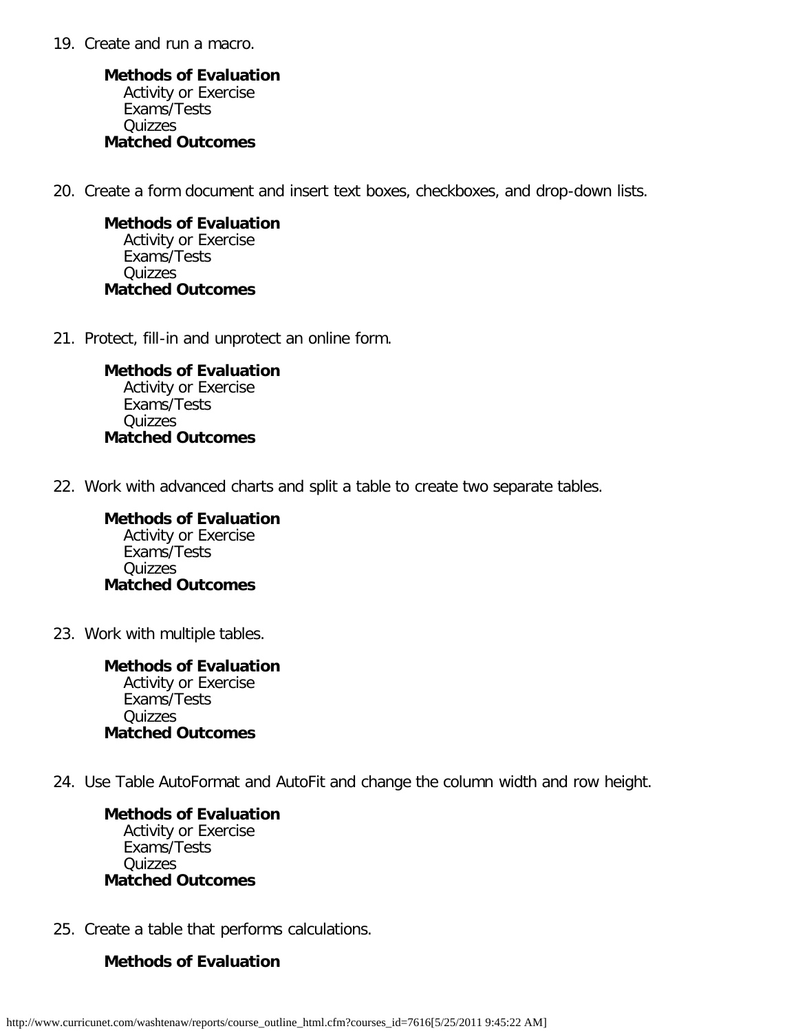19. Create and run a macro.

    **Methods of Evaluation**
    Activity or Exercise
    Exams/Tests
    Quizzes
    **Matched Outcomes**

20. Create a form document and insert text boxes, checkboxes, and drop-down lists.

    **Methods of Evaluation**
    Activity or Exercise
    Exams/Tests
    Quizzes
    **Matched Outcomes**

21. Protect, fill-in and unprotect an online form.

    **Methods of Evaluation**
    Activity or Exercise
    Exams/Tests
    Quizzes
    **Matched Outcomes**

22. Work with advanced charts and split a table to create two separate tables.

    **Methods of Evaluation**
    Activity or Exercise
    Exams/Tests
    Quizzes
    **Matched Outcomes**

23. Work with multiple tables.

    **Methods of Evaluation**
    Activity or Exercise
    Exams/Tests
    Quizzes
    **Matched Outcomes**

24. Use Table AutoFormat and AutoFit and change the column width and row height.

    **Methods of Evaluation**
    Activity or Exercise
    Exams/Tests
    Quizzes
    **Matched Outcomes**

25. Create a table that performs calculations.

    **Methods of Evaluation**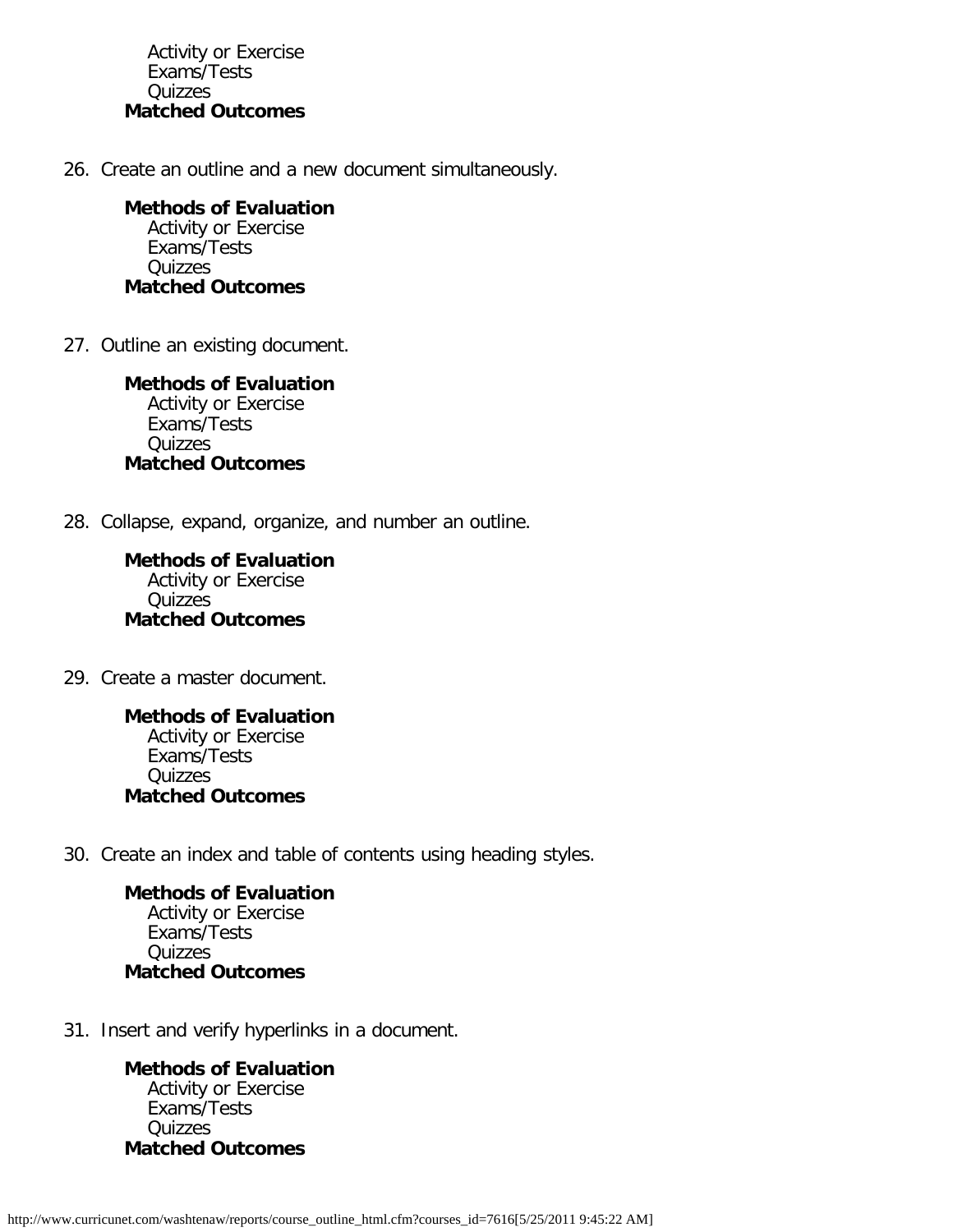Activity or Exercise
Exams/Tests
Quizzes

**Matched Outcomes**

26. Create an outline and a new document simultaneously.

    **Methods of Evaluation**
    Activity or Exercise
    Exams/Tests
    Quizzes
    **Matched Outcomes**

27. Outline an existing document.

    **Methods of Evaluation**
    Activity or Exercise
    Exams/Tests
    Quizzes
    **Matched Outcomes**

28. Collapse, expand, organize, and number an outline.

    **Methods of Evaluation**
    Activity or Exercise
    Quizzes
    **Matched Outcomes**

29. Create a master document.

    **Methods of Evaluation**
    Activity or Exercise
    Exams/Tests
    Quizzes
    **Matched Outcomes**

30. Create an index and table of contents using heading styles.

    **Methods of Evaluation**
    Activity or Exercise
    Exams/Tests
    Quizzes
    **Matched Outcomes**

31. Insert and verify hyperlinks in a document.

    **Methods of Evaluation**
    Activity or Exercise
    Exams/Tests
    Quizzes
    **Matched Outcomes**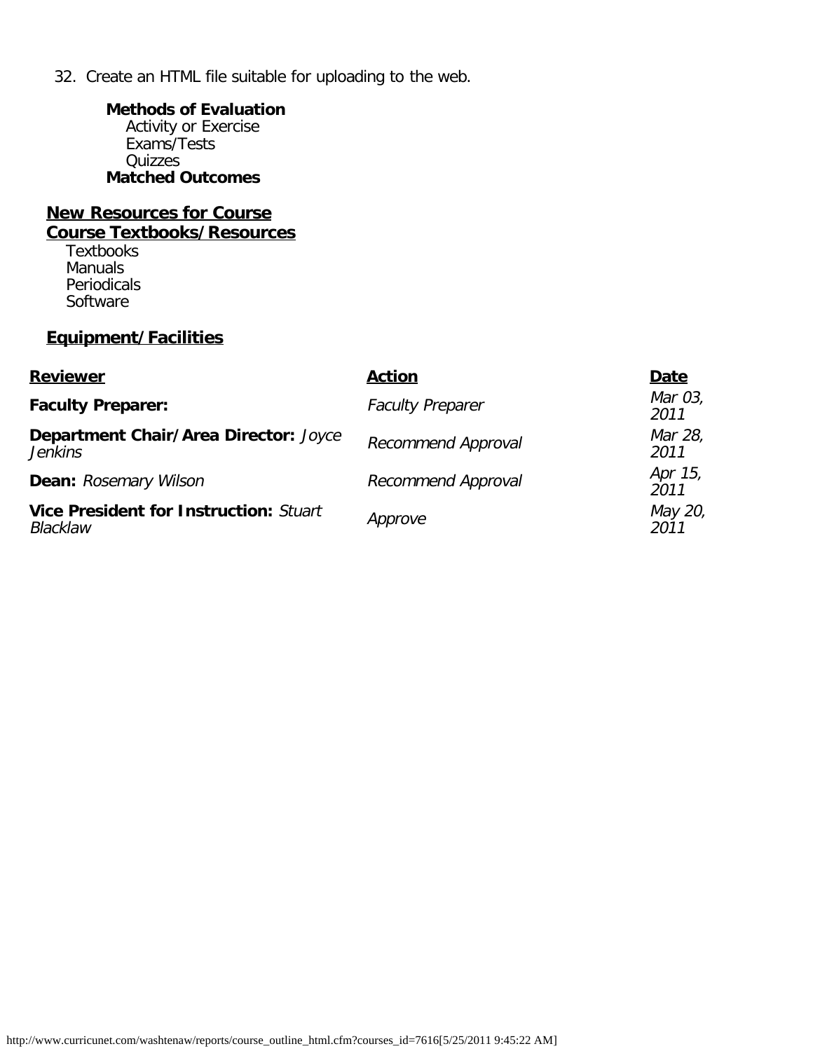32. Create an HTML file suitable for uploading to the web.

**Methods of Evaluation**
Activity or Exercise
Exams/Tests
Quizzes
**Matched Outcomes**

## New Resources for Course

## Course Textbooks/Resources

Textbooks
Manuals
Periodicals
Software

## Equipment/Facilities

| Reviewer | Action | Date |
| --- | --- | --- |
| **Faculty Preparer:** | *Faculty Preparer* | *Mar 03, 2011* |
| **Department Chair/Area Director:** *Joyce Jenkins* | *Recommend Approval* | *Mar 28, 2011* |
| **Dean:** *Rosemary Wilson* | *Recommend Approval* | *Apr 15, 2011* |
| **Vice President for Instruction:** *Stuart Blacklaw* | *Approve* | *May 20, 2011* |